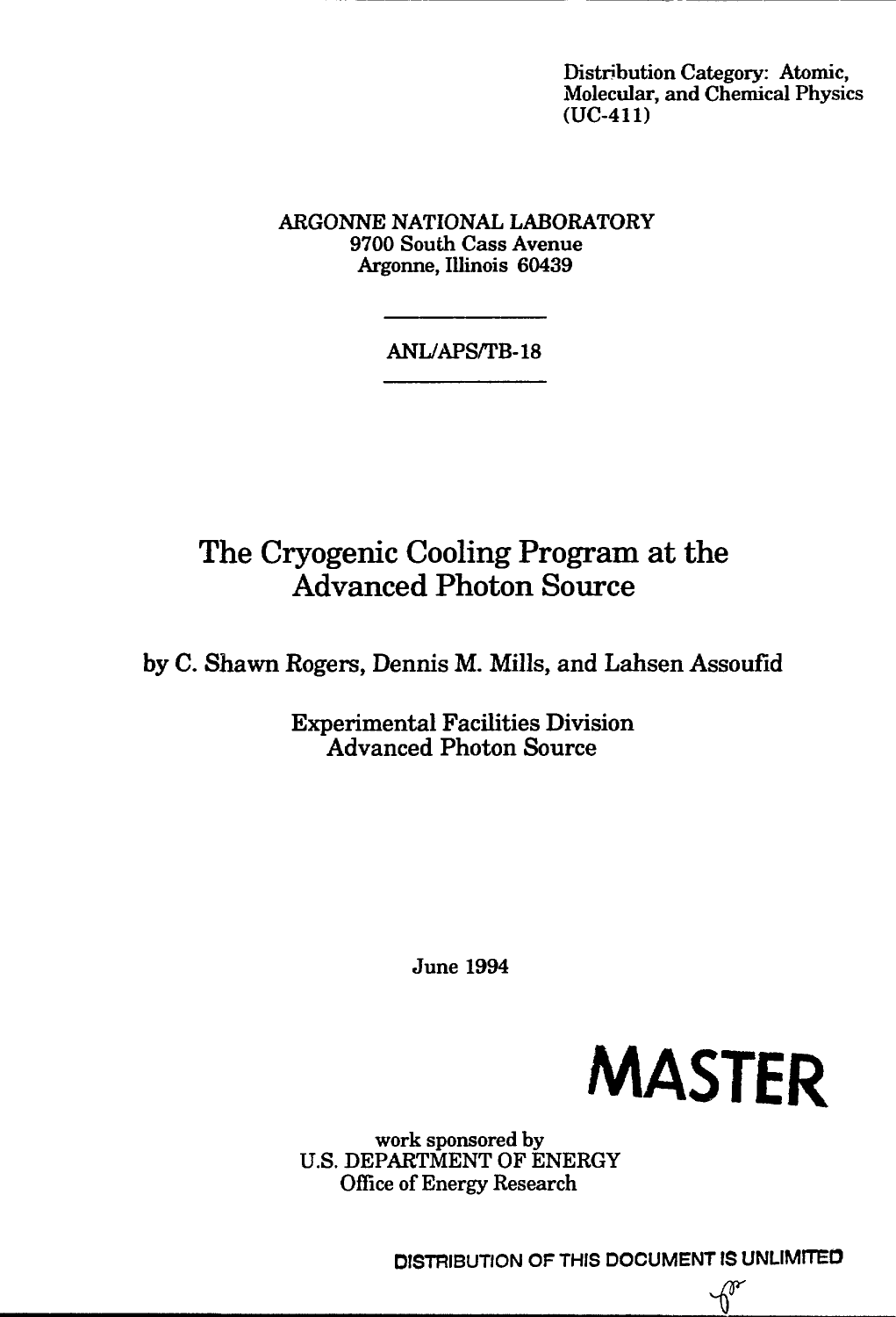Distribution Category: Atomic, Molecular, and Chemical Physics (UC-411)

ARGONNE NATIONAL LABORATORY
9700 South Cass Avenue
Argonne, Illinois 60439

ANL/APS/TB-18

# The Cryogenic Cooling Program at the Advanced Photon Source

by C. Shawn Rogers, Dennis M. Mills, and Lahsen Assoufid

Experimental Facilities Division
Advanced Photon Source

June 1994

**MASTER**

work sponsored by
U.S. DEPARTMENT OF ENERGY
Office of Energy Research

DISTRIBUTION OF THIS DOCUMENT IS UNLIMITED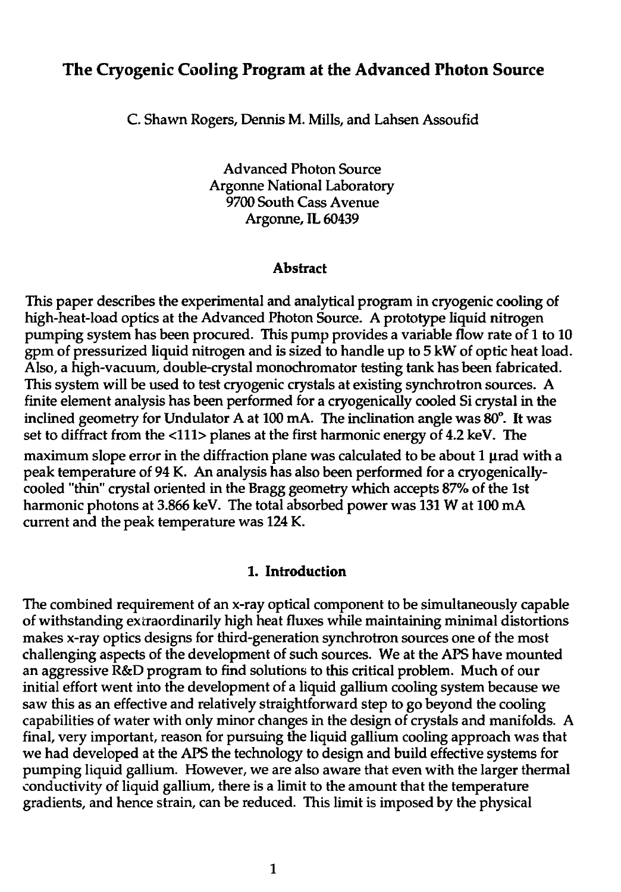# The Cryogenic Cooling Program at the Advanced Photon Source

C. Shawn Rogers, Dennis M. Mills, and Lahsen Assoufid

Advanced Photon Source
Argonne National Laboratory
9700 South Cass Avenue
Argonne, IL 60439

### Abstract

This paper describes the experimental and analytical program in cryogenic cooling of high-heat-load optics at the Advanced Photon Source. A prototype liquid nitrogen pumping system has been procured. This pump provides a variable flow rate of 1 to 10 gpm of pressurized liquid nitrogen and is sized to handle up to 5 kW of optic heat load. Also, a high-vacuum, double-crystal monochromator testing tank has been fabricated. This system will be used to test cryogenic crystals at existing synchrotron sources. A finite element analysis has been performed for a cryogenically cooled Si crystal in the inclined geometry for Undulator A at 100 mA. The inclination angle was 80°. It was set to diffract from the <111> planes at the first harmonic energy of 4.2 keV. The maximum slope error in the diffraction plane was calculated to be about 1 μrad with a peak temperature of 94 K. An analysis has also been performed for a cryogenically-cooled "thin" crystal oriented in the Bragg geometry which accepts 87% of the 1st harmonic photons at 3.866 keV. The total absorbed power was 131 W at 100 mA current and the peak temperature was 124 K.

### 1. Introduction

The combined requirement of an x-ray optical component to be simultaneously capable of withstanding extraordinarily high heat fluxes while maintaining minimal distortions makes x-ray optics designs for third-generation synchrotron sources one of the most challenging aspects of the development of such sources. We at the APS have mounted an aggressive R&D program to find solutions to this critical problem. Much of our initial effort went into the development of a liquid gallium cooling system because we saw this as an effective and relatively straightforward step to go beyond the cooling capabilities of water with only minor changes in the design of crystals and manifolds. A final, very important, reason for pursuing the liquid gallium cooling approach was that we had developed at the APS the technology to design and build effective systems for pumping liquid gallium. However, we are also aware that even with the larger thermal conductivity of liquid gallium, there is a limit to the amount that the temperature gradients, and hence strain, can be reduced. This limit is imposed by the physical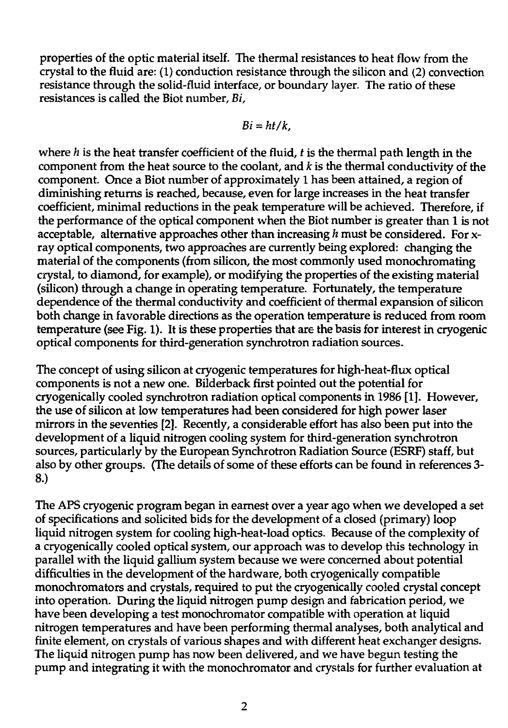properties of the optic material itself. The thermal resistances to heat flow from the crystal to the fluid are: (1) conduction resistance through the silicon and (2) convection resistance through the solid-fluid interface, or boundary layer. The ratio of these resistances is called the Biot number, $Bi$,

$$Bi = ht/k,$$

where $h$ is the heat transfer coefficient of the fluid, $t$ is the thermal path length in the component from the heat source to the coolant, and $k$ is the thermal conductivity of the component. Once a Biot number of approximately 1 has been attained, a region of diminishing returns is reached, because, even for large increases in the heat transfer coefficient, minimal reductions in the peak temperature will be achieved. Therefore, if the performance of the optical component when the Biot number is greater than 1 is not acceptable, alternative approaches other than increasing $h$ must be considered. For x-ray optical components, two approaches are currently being explored: changing the material of the components (from silicon, the most commonly used monochromating crystal, to diamond, for example), or modifying the properties of the existing material (silicon) through a change in operating temperature. Fortunately, the temperature dependence of the thermal conductivity and coefficient of thermal expansion of silicon both change in favorable directions as the operation temperature is reduced from room temperature (see Fig. 1). It is these properties that are the basis for interest in cryogenic optical components for third-generation synchrotron radiation sources.

The concept of using silicon at cryogenic temperatures for high-heat-flux optical components is not a new one. Bilderback first pointed out the potential for cryogenically cooled synchrotron radiation optical components in 1986 [1]. However, the use of silicon at low temperatures had been considered for high power laser mirrors in the seventies [2]. Recently, a considerable effort has also been put into the development of a liquid nitrogen cooling system for third-generation synchrotron sources, particularly by the European Synchrotron Radiation Source (ESRF) staff, but also by other groups. (The details of some of these efforts can be found in references 3-8.)

The APS cryogenic program began in earnest over a year ago when we developed a set of specifications and solicited bids for the development of a closed (primary) loop liquid nitrogen system for cooling high-heat-load optics. Because of the complexity of a cryogenically cooled optical system, our approach was to develop this technology in parallel with the liquid gallium system because we were concerned about potential difficulties in the development of the hardware, both cryogenically compatible monochromators and crystals, required to put the cryogenically cooled crystal concept into operation. During the liquid nitrogen pump design and fabrication period, we have been developing a test monochromator compatible with operation at liquid nitrogen temperatures and have been performing thermal analyses, both analytical and finite element, on crystals of various shapes and with different heat exchanger designs. The liquid nitrogen pump has now been delivered, and we have begun testing the pump and integrating it with the monochromator and crystals for further evaluation at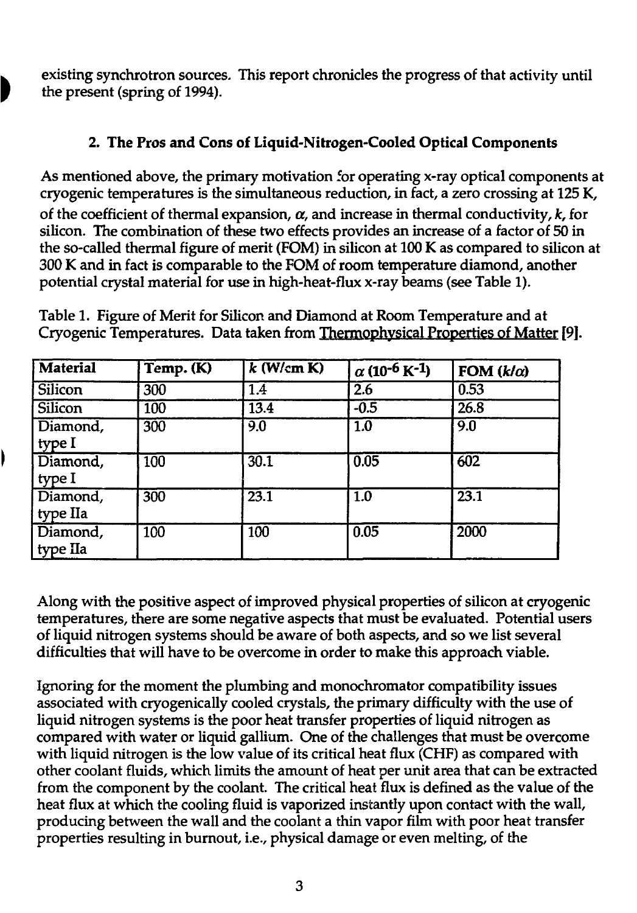existing synchrotron sources. This report chronicles the progress of that activity until the present (spring of 1994).

## 2. The Pros and Cons of Liquid-Nitrogen-Cooled Optical Components

As mentioned above, the primary motivation for operating x-ray optical components at cryogenic temperatures is the simultaneous reduction, in fact, a zero crossing at 125 K, of the coefficient of thermal expansion, $\alpha$, and increase in thermal conductivity, $k$, for silicon. The combination of these two effects provides an increase of a factor of 50 in the so-called thermal figure of merit (FOM) in silicon at 100 K as compared to silicon at 300 K and in fact is comparable to the FOM of room temperature diamond, another potential crystal material for use in high-heat-flux x-ray beams (see Table 1).

Table 1. Figure of Merit for Silicon and Diamond at Room Temperature and at Cryogenic Temperatures. Data taken from Thermophysical Properties of Matter [9].

| Material | Temp. (K) | $k$ (W/cm K) | $\alpha$ ($10^{-6}$ K$^{-1}$) | FOM ($k/\alpha$) |
|---|---|---|---|---|
| Silicon | 300 | 1.4 | 2.6 | 0.53 |
| Silicon | 100 | 13.4 | -0.5 | 26.8 |
| Diamond, type I | 300 | 9.0 | 1.0 | 9.0 |
| Diamond, type I | 100 | 30.1 | 0.05 | 602 |
| Diamond, type IIa | 300 | 23.1 | 1.0 | 23.1 |
| Diamond, type IIa | 100 | 100 | 0.05 | 2000 |

Along with the positive aspect of improved physical properties of silicon at cryogenic temperatures, there are some negative aspects that must be evaluated. Potential users of liquid nitrogen systems should be aware of both aspects, and so we list several difficulties that will have to be overcome in order to make this approach viable.

Ignoring for the moment the plumbing and monochromator compatibility issues associated with cryogenically cooled crystals, the primary difficulty with the use of liquid nitrogen systems is the poor heat transfer properties of liquid nitrogen as compared with water or liquid gallium. One of the challenges that must be overcome with liquid nitrogen is the low value of its critical heat flux (CHF) as compared with other coolant fluids, which limits the amount of heat per unit area that can be extracted from the component by the coolant. The critical heat flux is defined as the value of the heat flux at which the cooling fluid is vaporized instantly upon contact with the wall, producing between the wall and the coolant a thin vapor film with poor heat transfer properties resulting in burnout, i.e., physical damage or even melting, of the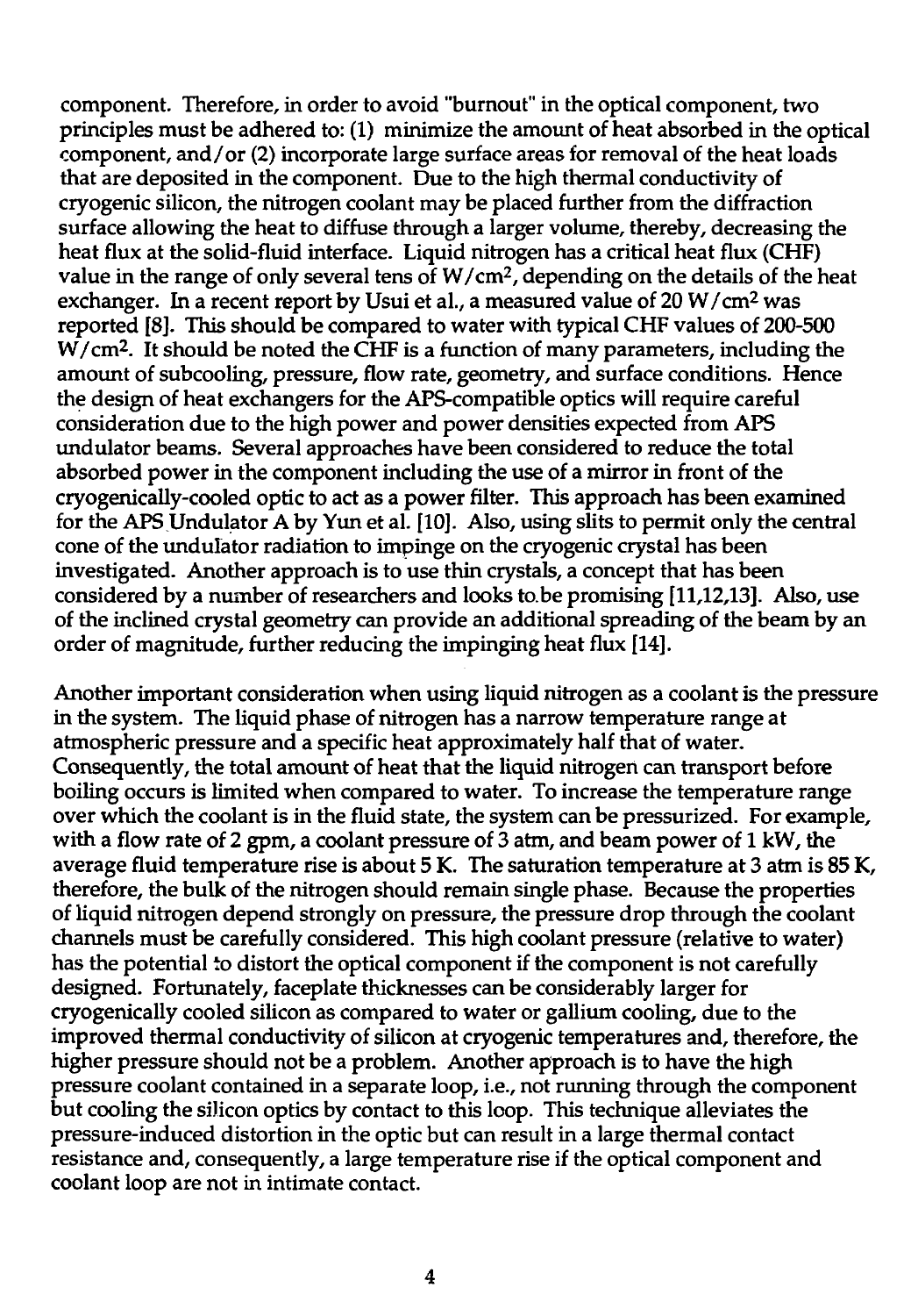component. Therefore, in order to avoid "burnout" in the optical component, two principles must be adhered to: (1) minimize the amount of heat absorbed in the optical component, and/or (2) incorporate large surface areas for removal of the heat loads that are deposited in the component. Due to the high thermal conductivity of cryogenic silicon, the nitrogen coolant may be placed further from the diffraction surface allowing the heat to diffuse through a larger volume, thereby, decreasing the heat flux at the solid-fluid interface. Liquid nitrogen has a critical heat flux (CHF) value in the range of only several tens of $W/cm^2$, depending on the details of the heat exchanger. In a recent report by Usui et al., a measured value of 20 $W/cm^2$ was reported [8]. This should be compared to water with typical CHF values of 200-500 $W/cm^2$. It should be noted the CHF is a function of many parameters, including the amount of subcooling, pressure, flow rate, geometry, and surface conditions. Hence the design of heat exchangers for the APS-compatible optics will require careful consideration due to the high power and power densities expected from APS undulator beams. Several approaches have been considered to reduce the total absorbed power in the component including the use of a mirror in front of the cryogenically-cooled optic to act as a power filter. This approach has been examined for the APS Undulator A by Yun et al. [10]. Also, using slits to permit only the central cone of the undulator radiation to impinge on the cryogenic crystal has been investigated. Another approach is to use thin crystals, a concept that has been considered by a number of researchers and looks to be promising [11,12,13]. Also, use of the inclined crystal geometry can provide an additional spreading of the beam by an order of magnitude, further reducing the impinging heat flux [14].

Another important consideration when using liquid nitrogen as a coolant is the pressure in the system. The liquid phase of nitrogen has a narrow temperature range at atmospheric pressure and a specific heat approximately half that of water. Consequently, the total amount of heat that the liquid nitrogen can transport before boiling occurs is limited when compared to water. To increase the temperature range over which the coolant is in the fluid state, the system can be pressurized. For example, with a flow rate of 2 gpm, a coolant pressure of 3 atm, and beam power of 1 kW, the average fluid temperature rise is about 5 K. The saturation temperature at 3 atm is 85 K, therefore, the bulk of the nitrogen should remain single phase. Because the properties of liquid nitrogen depend strongly on pressure, the pressure drop through the coolant channels must be carefully considered. This high coolant pressure (relative to water) has the potential to distort the optical component if the component is not carefully designed. Fortunately, faceplate thicknesses can be considerably larger for cryogenically cooled silicon as compared to water or gallium cooling, due to the improved thermal conductivity of silicon at cryogenic temperatures and, therefore, the higher pressure should not be a problem. Another approach is to have the high pressure coolant contained in a separate loop, i.e., not running through the component but cooling the silicon optics by contact to this loop. This technique alleviates the pressure-induced distortion in the optic but can result in a large thermal contact resistance and, consequently, a large temperature rise if the optical component and coolant loop are not in intimate contact.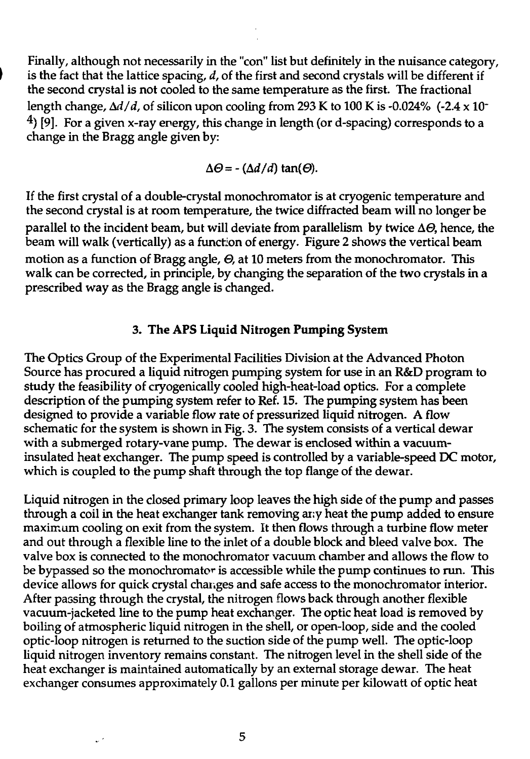Finally, although not necessarily in the "con" list but definitely in the nuisance category, is the fact that the lattice spacing, $d$, of the first and second crystals will be different if the second crystal is not cooled to the same temperature as the first. The fractional length change, $\Delta d/d$, of silicon upon cooling from 293 K to 100 K is -0.024% ($-2.4 \times 10^{-4}$) [9]. For a given x-ray energy, this change in length (or d-spacing) corresponds to a change in the Bragg angle given by:

$$\Delta\Theta = -(\Delta d/d)\tan(\Theta).$$

If the first crystal of a double-crystal monochromator is at cryogenic temperature and the second crystal is at room temperature, the twice diffracted beam will no longer be parallel to the incident beam, but will deviate from parallelism by twice $\Delta\Theta$, hence, the beam will walk (vertically) as a function of energy. Figure 2 shows the vertical beam motion as a function of Bragg angle, $\Theta$, at 10 meters from the monochromator. This walk can be corrected, in principle, by changing the separation of the two crystals in a prescribed way as the Bragg angle is changed.

## 3. The APS Liquid Nitrogen Pumping System

The Optics Group of the Experimental Facilities Division at the Advanced Photon Source has procured a liquid nitrogen pumping system for use in an R&D program to study the feasibility of cryogenically cooled high-heat-load optics. For a complete description of the pumping system refer to Ref. 15. The pumping system has been designed to provide a variable flow rate of pressurized liquid nitrogen. A flow schematic for the system is shown in Fig. 3. The system consists of a vertical dewar with a submerged rotary-vane pump. The dewar is enclosed within a vacuum-insulated heat exchanger. The pump speed is controlled by a variable-speed DC motor, which is coupled to the pump shaft through the top flange of the dewar.

Liquid nitrogen in the closed primary loop leaves the high side of the pump and passes through a coil in the heat exchanger tank removing any heat the pump added to ensure maximum cooling on exit from the system. It then flows through a turbine flow meter and out through a flexible line to the inlet of a double block and bleed valve box. The valve box is connected to the monochromator vacuum chamber and allows the flow to be bypassed so the monochromator is accessible while the pump continues to run. This device allows for quick crystal changes and safe access to the monochromator interior. After passing through the crystal, the nitrogen flows back through another flexible vacuum-jacketed line to the pump heat exchanger. The optic heat load is removed by boiling of atmospheric liquid nitrogen in the shell, or open-loop, side and the cooled optic-loop nitrogen is returned to the suction side of the pump well. The optic-loop liquid nitrogen inventory remains constant. The nitrogen level in the shell side of the heat exchanger is maintained automatically by an external storage dewar. The heat exchanger consumes approximately 0.1 gallons per minute per kilowatt of optic heat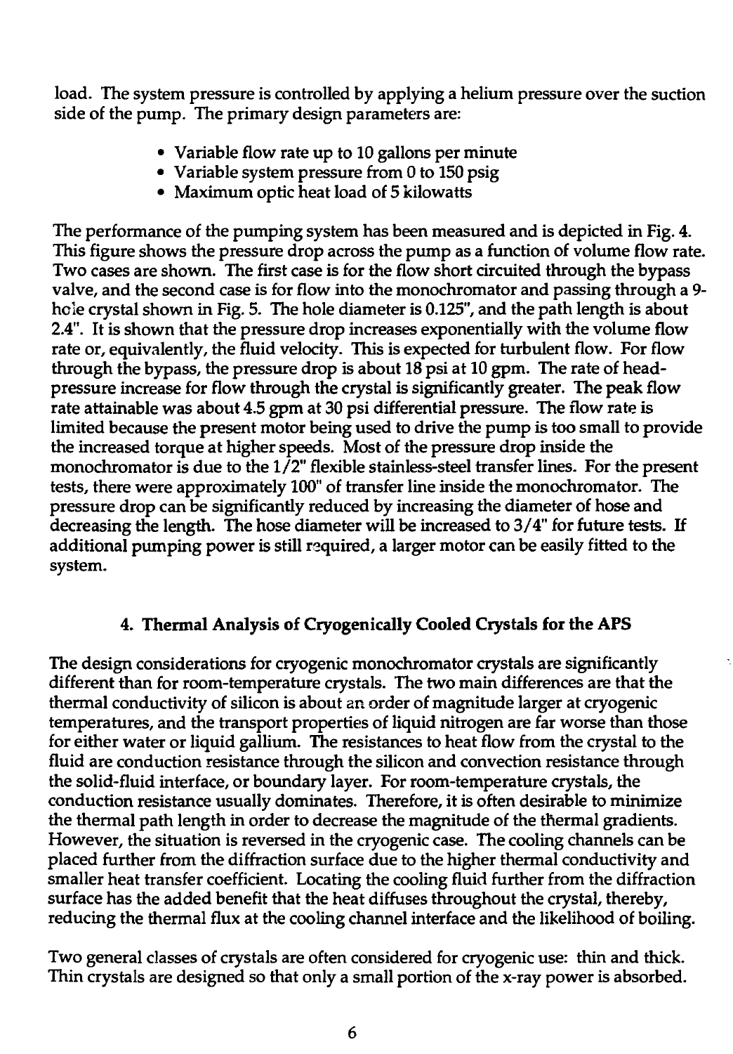load. The system pressure is controlled by applying a helium pressure over the suction side of the pump. The primary design parameters are:

- Variable flow rate up to 10 gallons per minute
- Variable system pressure from 0 to 150 psig
- Maximum optic heat load of 5 kilowatts

The performance of the pumping system has been measured and is depicted in Fig. 4. This figure shows the pressure drop across the pump as a function of volume flow rate. Two cases are shown. The first case is for the flow short circuited through the bypass valve, and the second case is for flow into the monochromator and passing through a 9-hole crystal shown in Fig. 5. The hole diameter is 0.125", and the path length is about 2.4". It is shown that the pressure drop increases exponentially with the volume flow rate or, equivalently, the fluid velocity. This is expected for turbulent flow. For flow through the bypass, the pressure drop is about 18 psi at 10 gpm. The rate of head-pressure increase for flow through the crystal is significantly greater. The peak flow rate attainable was about 4.5 gpm at 30 psi differential pressure. The flow rate is limited because the present motor being used to drive the pump is too small to provide the increased torque at higher speeds. Most of the pressure drop inside the monochromator is due to the 1/2" flexible stainless-steel transfer lines. For the present tests, there were approximately 100" of transfer line inside the monochromator. The pressure drop can be significantly reduced by increasing the diameter of hose and decreasing the length. The hose diameter will be increased to 3/4" for future tests. If additional pumping power is still required, a larger motor can be easily fitted to the system.

## 4. Thermal Analysis of Cryogenically Cooled Crystals for the APS

The design considerations for cryogenic monochromator crystals are significantly different than for room-temperature crystals. The two main differences are that the thermal conductivity of silicon is about an order of magnitude larger at cryogenic temperatures, and the transport properties of liquid nitrogen are far worse than those for either water or liquid gallium. The resistances to heat flow from the crystal to the fluid are conduction resistance through the silicon and convection resistance through the solid-fluid interface, or boundary layer. For room-temperature crystals, the conduction resistance usually dominates. Therefore, it is often desirable to minimize the thermal path length in order to decrease the magnitude of the thermal gradients. However, the situation is reversed in the cryogenic case. The cooling channels can be placed further from the diffraction surface due to the higher thermal conductivity and smaller heat transfer coefficient. Locating the cooling fluid further from the diffraction surface has the added benefit that the heat diffuses throughout the crystal, thereby, reducing the thermal flux at the cooling channel interface and the likelihood of boiling.

Two general classes of crystals are often considered for cryogenic use: thin and thick. Thin crystals are designed so that only a small portion of the x-ray power is absorbed.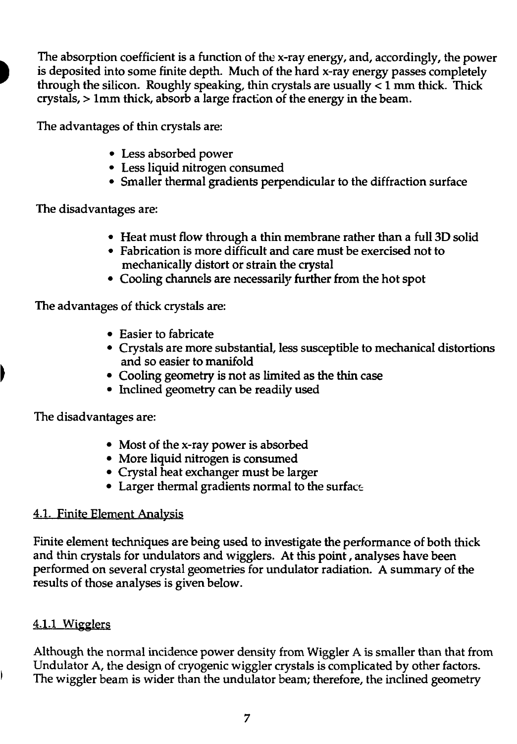The absorption coefficient is a function of the x-ray energy, and, accordingly, the power is deposited into some finite depth. Much of the hard x-ray energy passes completely through the silicon. Roughly speaking, thin crystals are usually < 1 mm thick. Thick crystals, > 1mm thick, absorb a large fraction of the energy in the beam.

The advantages of thin crystals are:

- Less absorbed power
- Less liquid nitrogen consumed
- Smaller thermal gradients perpendicular to the diffraction surface

The disadvantages are:

- Heat must flow through a thin membrane rather than a full 3D solid
- Fabrication is more difficult and care must be exercised not to mechanically distort or strain the crystal
- Cooling channels are necessarily further from the hot spot

The advantages of thick crystals are:

- Easier to fabricate
- Crystals are more substantial, less susceptible to mechanical distortions and so easier to manifold
- Cooling geometry is not as limited as the thin case
- Inclined geometry can be readily used

The disadvantages are:

- Most of the x-ray power is absorbed
- More liquid nitrogen is consumed
- Crystal heat exchanger must be larger
- Larger thermal gradients normal to the surface

### 4.1. Finite Element Analysis

Finite element techniques are being used to investigate the performance of both thick and thin crystals for undulators and wigglers. At this point, analyses have been performed on several crystal geometries for undulator radiation. A summary of the results of those analyses is given below.

#### 4.1.1 Wigglers

Although the normal incidence power density from Wiggler A is smaller than that from Undulator A, the design of cryogenic wiggler crystals is complicated by other factors. The wiggler beam is wider than the undulator beam; therefore, the inclined geometry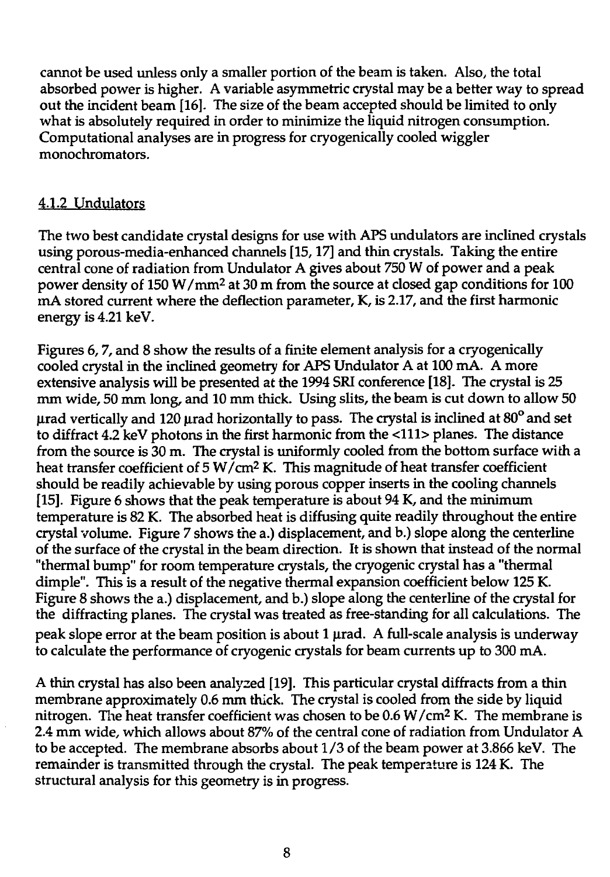cannot be used unless only a smaller portion of the beam is taken. Also, the total absorbed power is higher. A variable asymmetric crystal may be a better way to spread out the incident beam [16]. The size of the beam accepted should be limited to only what is absolutely required in order to minimize the liquid nitrogen consumption. Computational analyses are in progress for cryogenically cooled wiggler monochromators.

### 4.1.2 Undulators

The two best candidate crystal designs for use with APS undulators are inclined crystals using porous-media-enhanced channels [15, 17] and thin crystals. Taking the entire central cone of radiation from Undulator A gives about 750 W of power and a peak power density of 150 $W/mm^2$ at 30 m from the source at closed gap conditions for 100 mA stored current where the deflection parameter, K, is 2.17, and the first harmonic energy is 4.21 keV.

Figures 6, 7, and 8 show the results of a finite element analysis for a cryogenically cooled crystal in the inclined geometry for APS Undulator A at 100 mA. A more extensive analysis will be presented at the 1994 SRI conference [18]. The crystal is 25 mm wide, 50 mm long, and 10 mm thick. Using slits, the beam is cut down to allow 50 μrad vertically and 120 μrad horizontally to pass. The crystal is inclined at 80° and set to diffract 4.2 keV photons in the first harmonic from the <111> planes. The distance from the source is 30 m. The crystal is uniformly cooled from the bottom surface with a heat transfer coefficient of 5 $W/cm^2$ K. This magnitude of heat transfer coefficient should be readily achievable by using porous copper inserts in the cooling channels [15]. Figure 6 shows that the peak temperature is about 94 K, and the minimum temperature is 82 K. The absorbed heat is diffusing quite readily throughout the entire crystal volume. Figure 7 shows the a.) displacement, and b.) slope along the centerline of the surface of the crystal in the beam direction. It is shown that instead of the normal "thermal bump" for room temperature crystals, the cryogenic crystal has a "thermal dimple". This is a result of the negative thermal expansion coefficient below 125 K. Figure 8 shows the a.) displacement, and b.) slope along the centerline of the crystal for the diffracting planes. The crystal was treated as free-standing for all calculations. The peak slope error at the beam position is about 1 μrad. A full-scale analysis is underway to calculate the performance of cryogenic crystals for beam currents up to 300 mA.

A thin crystal has also been analyzed [19]. This particular crystal diffracts from a thin membrane approximately 0.6 mm thick. The crystal is cooled from the side by liquid nitrogen. The heat transfer coefficient was chosen to be 0.6 $W/cm^2$ K. The membrane is 2.4 mm wide, which allows about 87% of the central cone of radiation from Undulator A to be accepted. The membrane absorbs about 1/3 of the beam power at 3.866 keV. The remainder is transmitted through the crystal. The peak temperature is 124 K. The structural analysis for this geometry is in progress.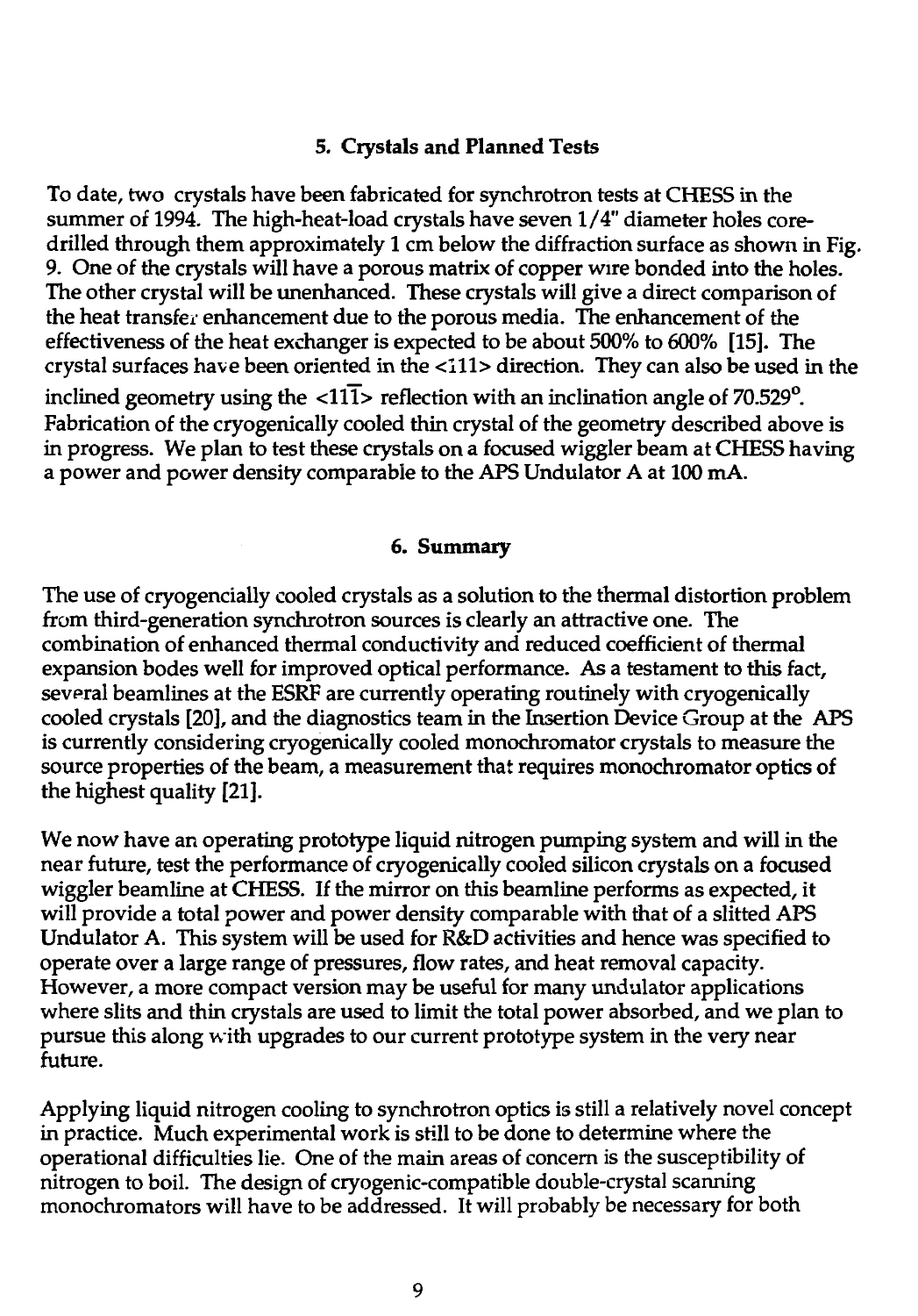## 5. Crystals and Planned Tests

To date, two crystals have been fabricated for synchrotron tests at CHESS in the summer of 1994. The high-heat-load crystals have seven 1/4" diameter holes core-drilled through them approximately 1 cm below the diffraction surface as shown in Fig. 9. One of the crystals will have a porous matrix of copper wire bonded into the holes. The other crystal will be unenhanced. These crystals will give a direct comparison of the heat transfer enhancement due to the porous media. The enhancement of the effectiveness of the heat exchanger is expected to be about 500% to 600% [15]. The crystal surfaces have been oriented in the <111> direction. They can also be used in the inclined geometry using the $<11\overline{1}>$ reflection with an inclination angle of 70.529°. Fabrication of the cryogenically cooled thin crystal of the geometry described above is in progress. We plan to test these crystals on a focused wiggler beam at CHESS having a power and power density comparable to the APS Undulator A at 100 mA.

## 6. Summary

The use of cryogencially cooled crystals as a solution to the thermal distortion problem from third-generation synchrotron sources is clearly an attractive one. The combination of enhanced thermal conductivity and reduced coefficient of thermal expansion bodes well for improved optical performance. As a testament to this fact, several beamlines at the ESRF are currently operating routinely with cryogenically cooled crystals [20], and the diagnostics team in the Insertion Device Group at the APS is currently considering cryogenically cooled monochromator crystals to measure the source properties of the beam, a measurement that requires monochromator optics of the highest quality [21].

We now have an operating prototype liquid nitrogen pumping system and will in the near future, test the performance of cryogenically cooled silicon crystals on a focused wiggler beamline at CHESS. If the mirror on this beamline performs as expected, it will provide a total power and power density comparable with that of a slitted APS Undulator A. This system will be used for R&D activities and hence was specified to operate over a large range of pressures, flow rates, and heat removal capacity. However, a more compact version may be useful for many undulator applications where slits and thin crystals are used to limit the total power absorbed, and we plan to pursue this along with upgrades to our current prototype system in the very near future.

Applying liquid nitrogen cooling to synchrotron optics is still a relatively novel concept in practice. Much experimental work is still to be done to determine where the operational difficulties lie. One of the main areas of concern is the susceptibility of nitrogen to boil. The design of cryogenic-compatible double-crystal scanning monochromators will have to be addressed. It will probably be necessary for both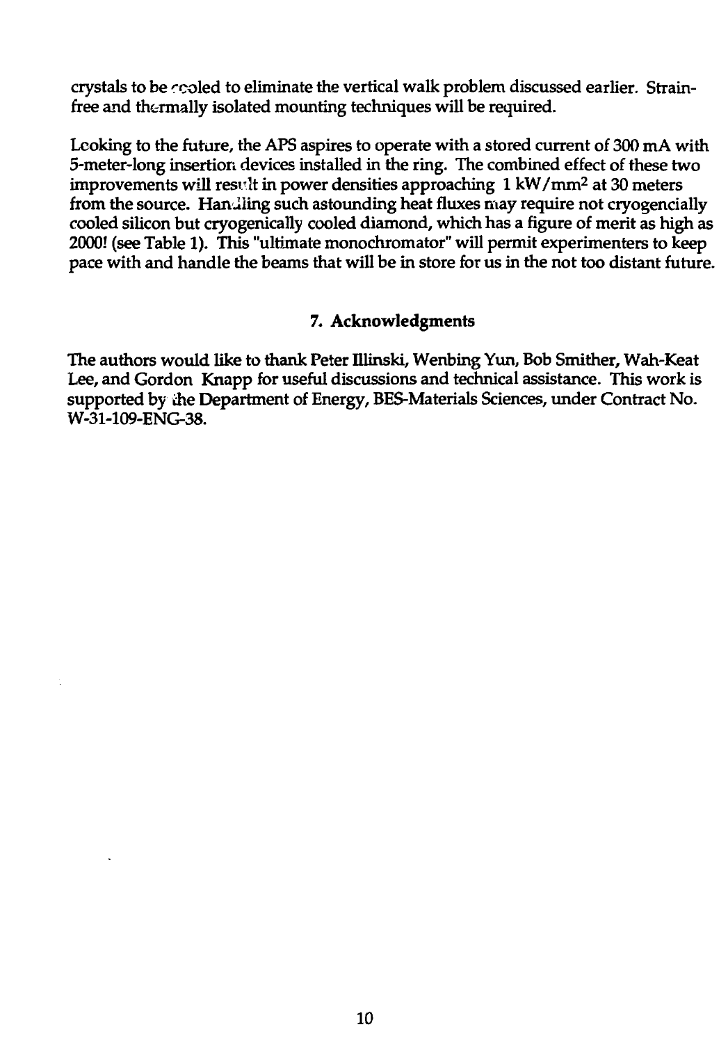crystals to be cooled to eliminate the vertical walk problem discussed earlier. Strain-free and thermally isolated mounting techniques will be required.

Looking to the future, the APS aspires to operate with a stored current of 300 mA with 5-meter-long insertion devices installed in the ring. The combined effect of these two improvements will result in power densities approaching 1 kW/mm$^2$ at 30 meters from the source. Handling such astounding heat fluxes may require not cryogencially cooled silicon but cryogenically cooled diamond, which has a figure of merit as high as 2000! (see Table 1). This "ultimate monochromator" will permit experimenters to keep pace with and handle the beams that will be in store for us in the not too distant future.

## 7. Acknowledgments

The authors would like to thank Peter Illinski, Wenbing Yun, Bob Smither, Wah-Keat Lee, and Gordon Knapp for useful discussions and technical assistance. This work is supported by the Department of Energy, BES-Materials Sciences, under Contract No. W-31-109-ENG-38.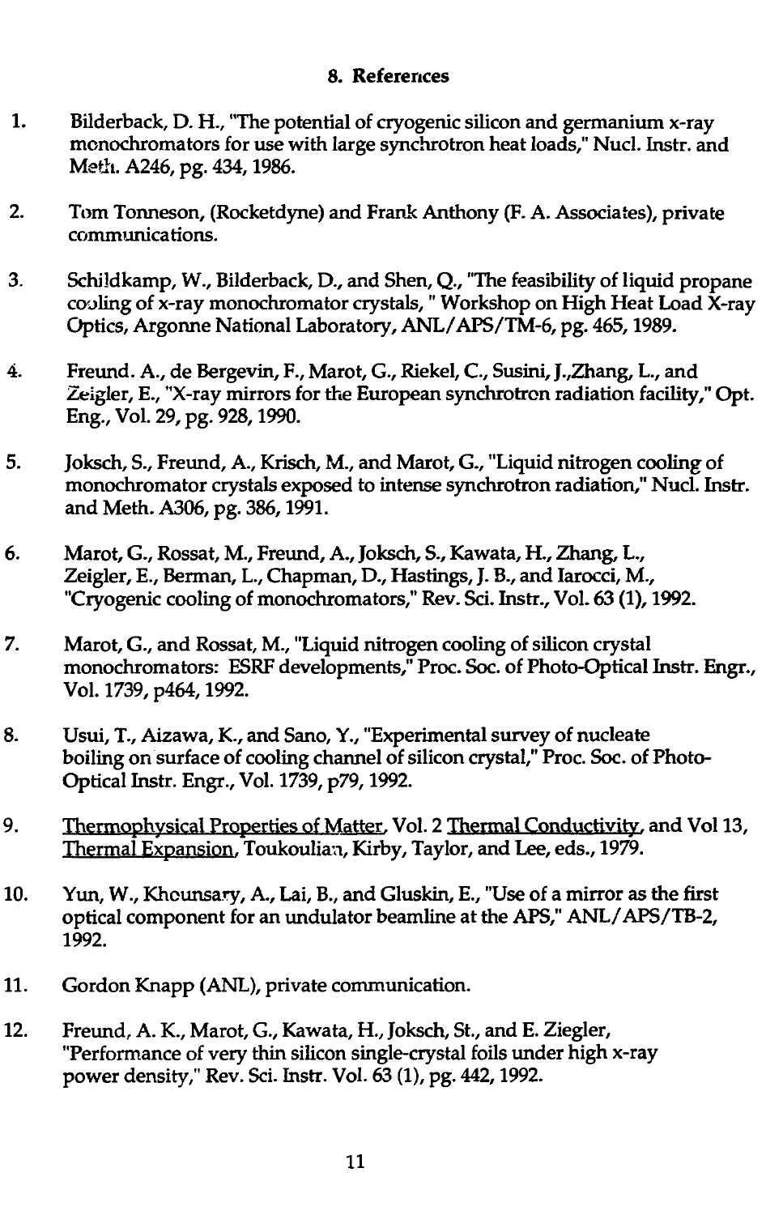## 8. References

1. Bilderback, D. H., "The potential of cryogenic silicon and germanium x-ray monochromators for use with large synchrotron heat loads," Nucl. Instr. and Meth. A246, pg. 434, 1986.

2. Tom Tonneson, (Rocketdyne) and Frank Anthony (F. A. Associates), private communications.

3. Schildkamp, W., Bilderback, D., and Shen, Q., "The feasibility of liquid propane cooling of x-ray monochromator crystals, " Workshop on High Heat Load X-ray Optics, Argonne National Laboratory, ANL/APS/TM-6, pg. 465, 1989.

4. Freund. A., de Bergevin, F., Marot, G., Riekel, C., Susini, J.,Zhang, L., and Zeigler, E., "X-ray mirrors for the European synchrotron radiation facility," Opt. Eng., Vol. 29, pg. 928, 1990.

5. Joksch, S., Freund, A., Krisch, M., and Marot, G., "Liquid nitrogen cooling of monochromator crystals exposed to intense synchrotron radiation," Nucl. Instr. and Meth. A306, pg. 386, 1991.

6. Marot, G., Rossat, M., Freund, A., Joksch, S., Kawata, H., Zhang, L., Zeigler, E., Berman, L., Chapman, D., Hastings, J. B., and Iarocci, M., "Cryogenic cooling of monochromators," Rev. Sci. Instr., Vol. 63 (1), 1992.

7. Marot, G., and Rossat, M., "Liquid nitrogen cooling of silicon crystal monochromators: ESRF developments," Proc. Soc. of Photo-Optical Instr. Engr., Vol. 1739, p464, 1992.

8. Usui, T., Aizawa, K., and Sano, Y., "Experimental survey of nucleate boiling on surface of cooling channel of silicon crystal," Proc. Soc. of Photo-Optical Instr. Engr., Vol. 1739, p79, 1992.

9. Thermophysical Properties of Matter, Vol. 2 Thermal Conductivity, and Vol 13, Thermal Expansion, Toukoulian, Kirby, Taylor, and Lee, eds., 1979.

10. Yun, W., Khounsary, A., Lai, B., and Gluskin, E., "Use of a mirror as the first optical component for an undulator beamline at the APS," ANL/APS/TB-2, 1992.

11. Gordon Knapp (ANL), private communication.

12. Freund, A. K., Marot, G., Kawata, H., Joksch, St., and E. Ziegler, "Performance of very thin silicon single-crystal foils under high x-ray power density," Rev. Sci. Instr. Vol. 63 (1), pg. 442, 1992.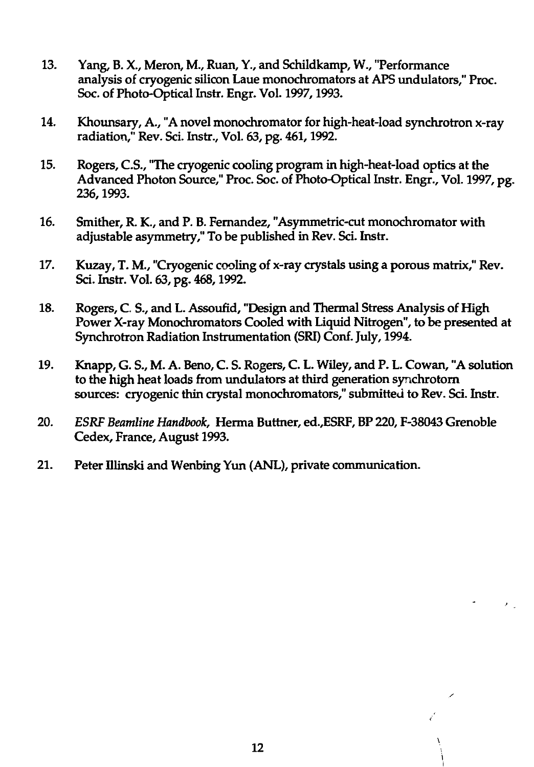13. Yang, B. X., Meron, M., Ruan, Y., and Schildkamp, W., "Performance analysis of cryogenic silicon Laue monochromators at APS undulators," Proc. Soc. of Photo-Optical Instr. Engr. Vol. 1997, 1993.

14. Khounsary, A., "A novel monochromator for high-heat-load synchrotron x-ray radiation," Rev. Sci. Instr., Vol. 63, pg. 461, 1992.

15. Rogers, C.S., "The cryogenic cooling program in high-heat-load optics at the Advanced Photon Source," Proc. Soc. of Photo-Optical Instr. Engr., Vol. 1997, pg. 236, 1993.

16. Smither, R. K., and P. B. Fernandez, "Asymmetric-cut monochromator with adjustable asymmetry," To be published in Rev. Sci. Instr.

17. Kuzay, T. M., "Cryogenic cooling of x-ray crystals using a porous matrix," Rev. Sci. Instr. Vol. 63, pg. 468, 1992.

18. Rogers, C. S., and L. Assoufid, "Design and Thermal Stress Analysis of High Power X-ray Monochromators Cooled with Liquid Nitrogen", to be presented at Synchrotron Radiation Instrumentation (SRI) Conf. July, 1994.

19. Knapp, G. S., M. A. Beno, C. S. Rogers, C. L. Wiley, and P. L. Cowan, "A solution to the high heat loads from undulators at third generation synchrotorn sources: cryogenic thin crystal monochromators," submitted to Rev. Sci. Instr.

20. *ESRF Beamline Handbook*, Herma Buttner, ed.,ESRF, BP 220, F-38043 Grenoble Cedex, France, August 1993.

21. Peter Illinski and Wenbing Yun (ANL), private communication.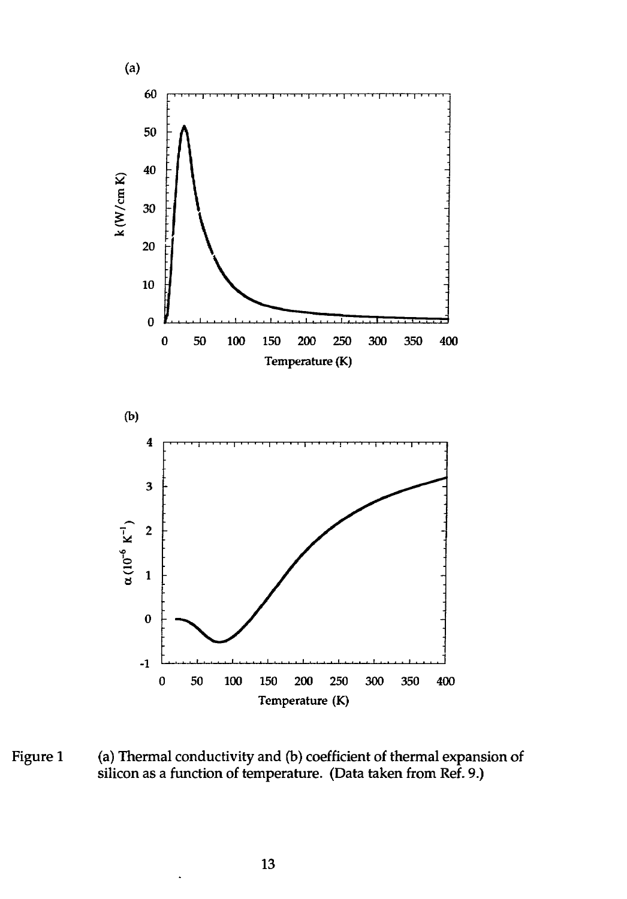Figure 1 (a) Thermal conductivity and (b) coefficient of thermal expansion of silicon as a function of temperature. (Data taken from Ref. 9.)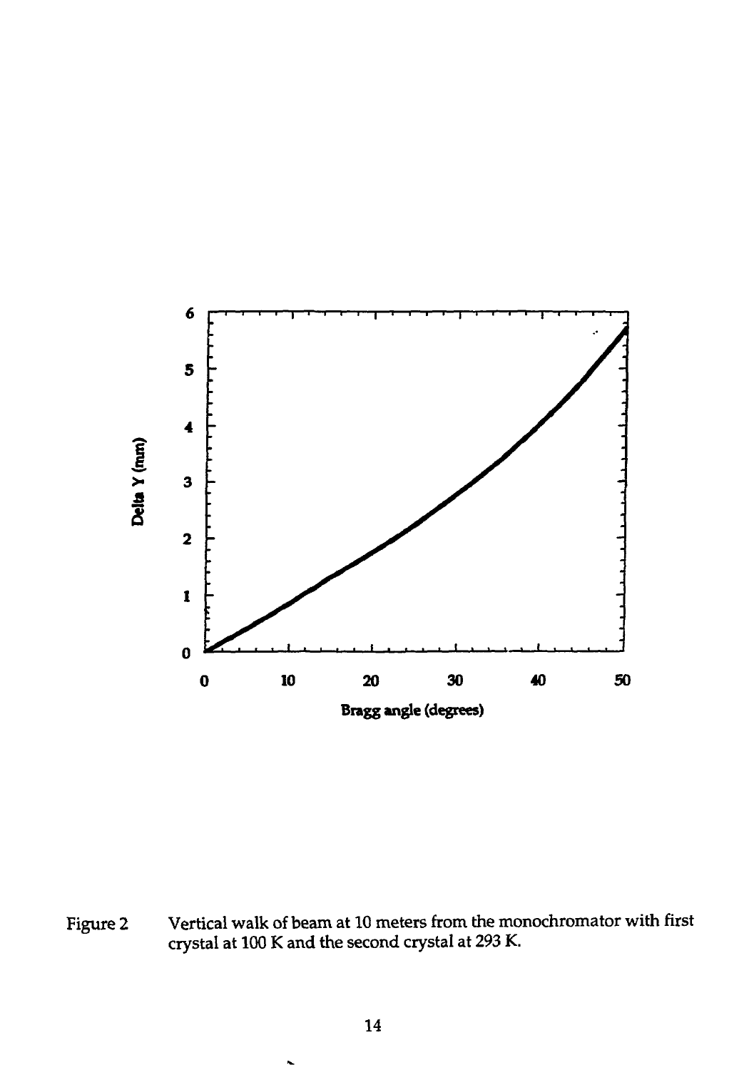Figure 2 Vertical walk of beam at 10 meters from the monochromator with first crystal at 100 K and the second crystal at 293 K.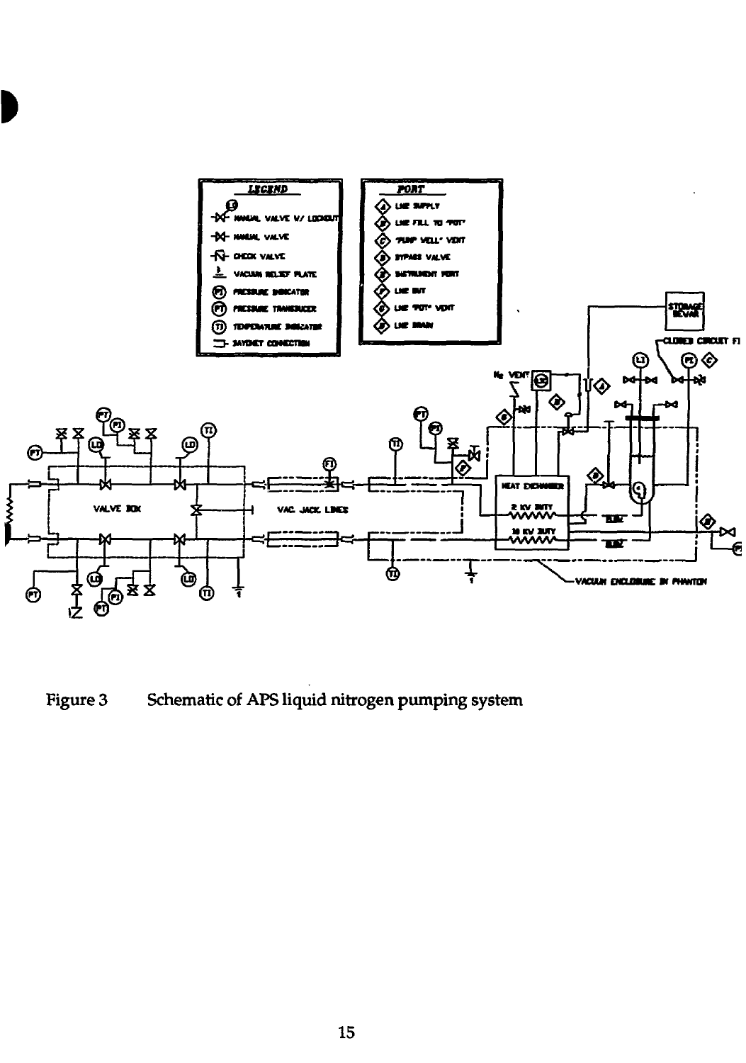Figure 3 Schematic of APS liquid nitrogen pumping system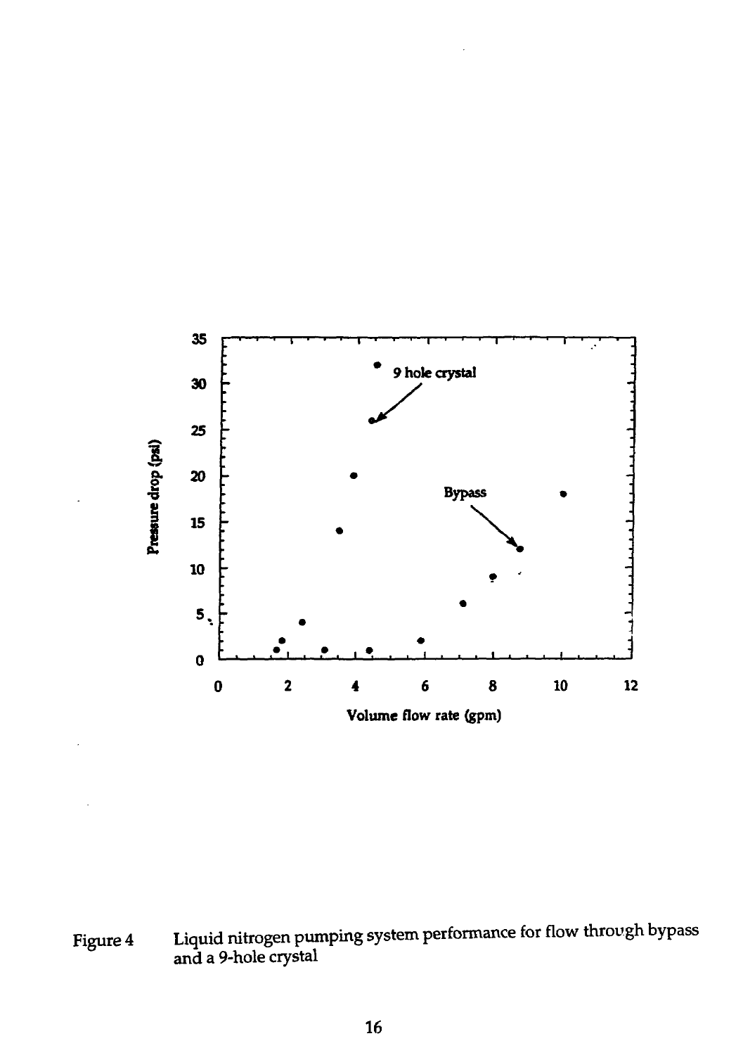Figure 4 Liquid nitrogen pumping system performance for flow through bypass and a 9-hole crystal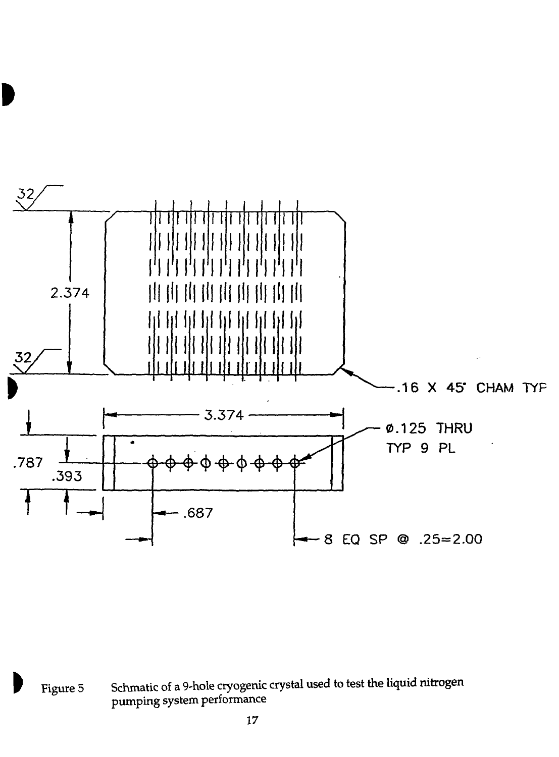Figure 5 Schmatic of a 9-hole cryogenic crystal used to test the liquid nitrogen pumping system performance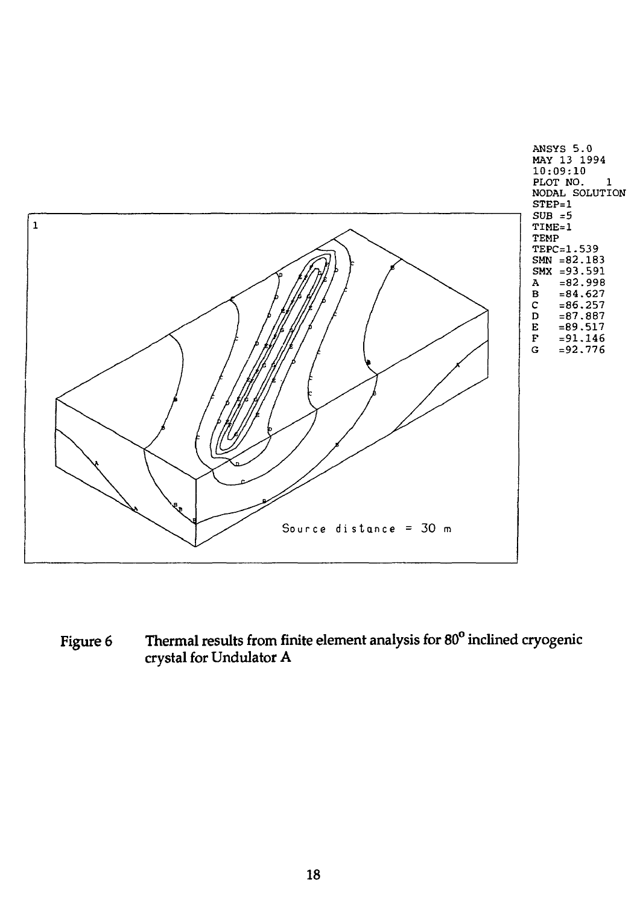ANSYS 5.0
MAY 13 1994
10:09:10
PLOT NO. 1
NODAL SOLUTION
STEP=1
SUB =5
TIME=1
TEMP
TEPC=1.539
SMN =82.183
SMX =93.591
A =82.998
B =84.627
C =86.257
D =87.887
E =89.517
F =91.146
G =92.776

Source distance = 30 m

Figure 6 Thermal results from finite element analysis for 80° inclined cryogenic crystal for Undulator A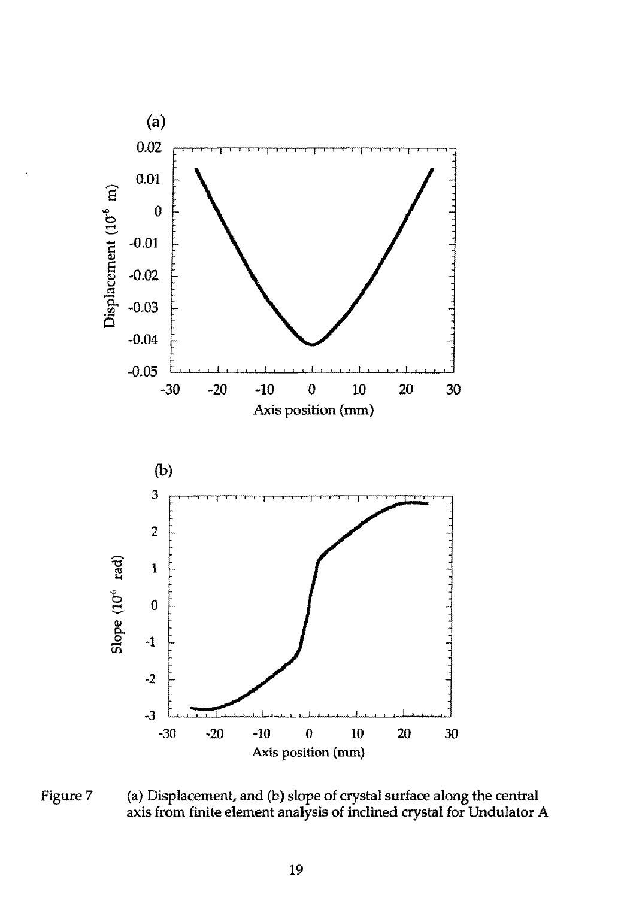Figure 7 (a) Displacement, and (b) slope of crystal surface along the central axis from finite element analysis of inclined crystal for Undulator A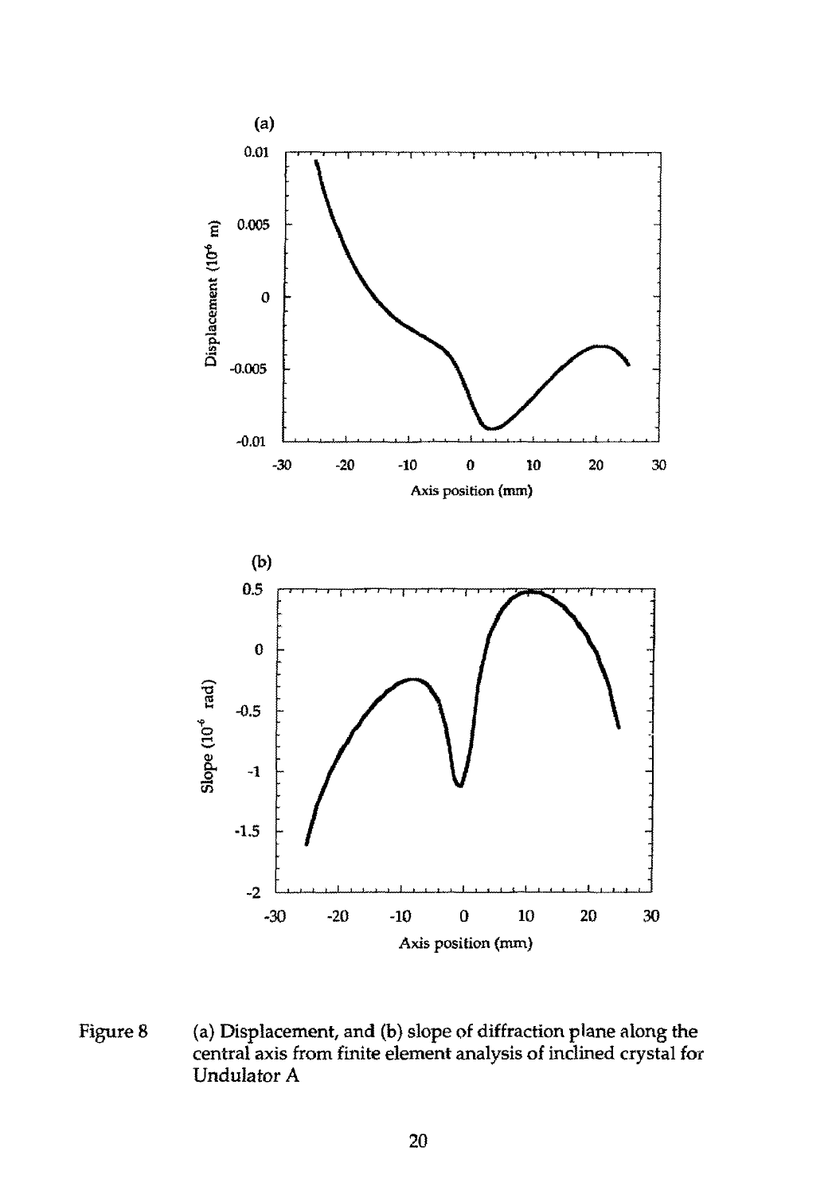Figure 8 (a) Displacement, and (b) slope of diffraction plane along the central axis from finite element analysis of inclined crystal for Undulator A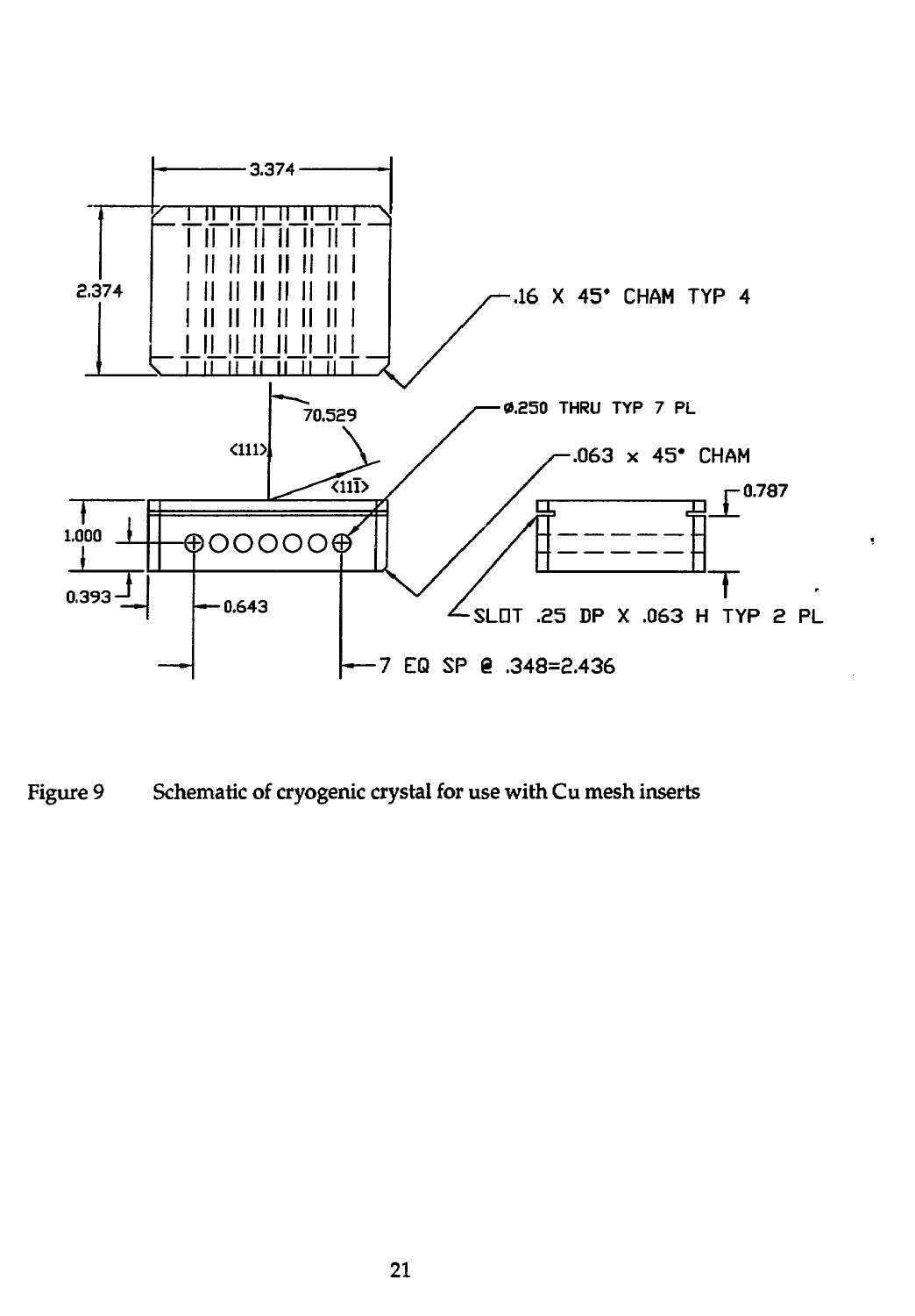3.374

2.374

.16 X 45° CHAM TYP 4

70.529

<111>

<11$\bar{1}$>

Ø.250 THRU TYP 7 PL

.063 x 45° CHAM

0.787

1.000

0.393

0.643

SLOT .25 DP X .063 H TYP 2 PL

7 EQ SP @ .348=2.436

Figure 9 Schematic of cryogenic crystal for use with Cu mesh inserts